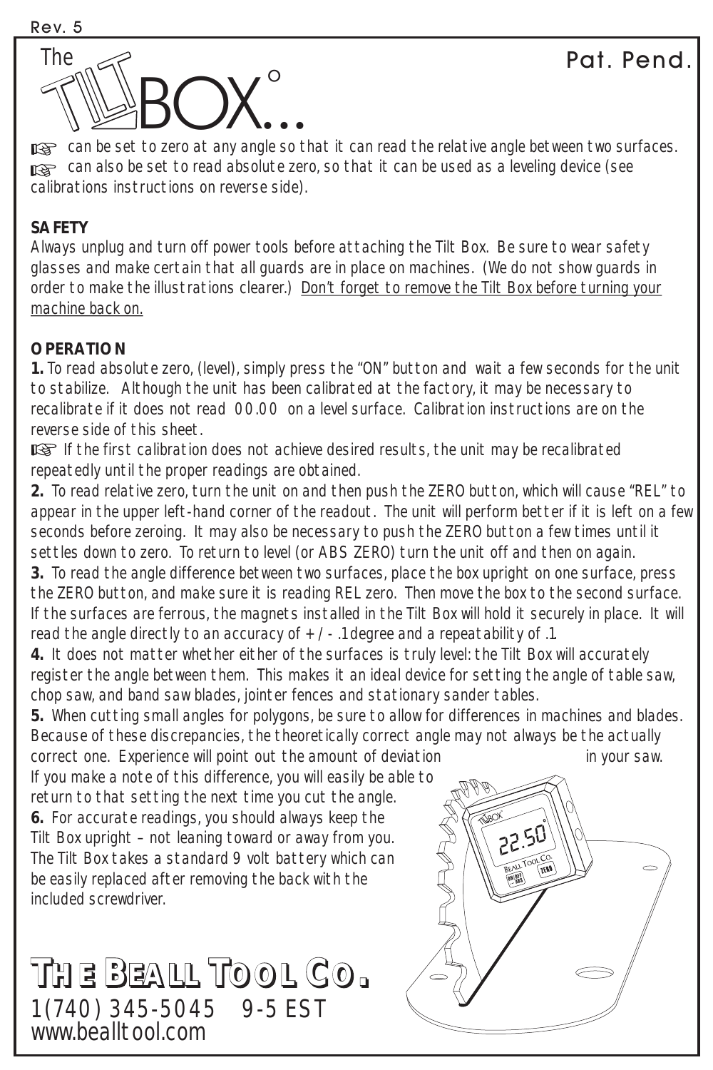Rev. 5

# The TILT BOX°...

Pat. Pend.

☞ can be set to zero at any angle so that it can read the relative angle between two surfaces.
☞ can also be set to read absolute zero, so that it can be used as a leveling device (see calibrations instructions on reverse side).

**SAFETY**

Always unplug and turn off power tools before attaching the Tilt Box. Be sure to wear safety glasses and make certain that all guards are in place on machines. (We do not show guards in order to make the illustrations clearer.) Don't forget to remove the Tilt Box before turning your machine back on.

**OPERATION**

**1.** To read absolute zero, (level), simply press the "ON" button and wait a few seconds for the unit to stabilize. Although the unit has been calibrated at the factory, it may be necessary to recalibrate if it does not read 00.00 on a level surface. Calibration instructions are on the reverse side of this sheet.

☞ If the first calibration does not achieve desired results, the unit may be recalibrated repeatedly until the proper readings are obtained.

**2.** To read relative zero, turn the unit on and then push the ZERO button, which will cause "REL" to appear in the upper left-hand corner of the readout. The unit will perform better if it is left on a few seconds before zeroing. It may also be necessary to push the ZERO button a few times until it settles down to zero. To return to level (or ABS ZERO) turn the unit off and then on again.

**3.** To read the angle difference between two surfaces, place the box upright on one surface, press the ZERO button, and make sure it is reading REL zero. Then move the box to the second surface. If the surfaces are ferrous, the magnets installed in the Tilt Box will hold it securely in place. It will read the angle directly to an accuracy of +/- .1degree and a repeatability of .1.

**4.** It does not matter whether either of the surfaces is truly level: the Tilt Box will accurately register the angle between them. This makes it an ideal device for setting the angle of table saw, chop saw, and band saw blades, jointer fences and stationary sander tables.

**5.** When cutting small angles for polygons, be sure to allow for differences in machines and blades. Because of these discrepancies, the theoretically correct angle may not always be the actually correct one. Experience will point out the amount of deviation in your saw. If you make a note of this difference, you will easily be able to return to that setting the next time you cut the angle.

**6.** For accurate readings, you should always keep the Tilt Box upright – not leaning toward or away from you. The Tilt Box takes a standard 9 volt battery which can be easily replaced after removing the back with the included screwdriver.

**THE BEALL TOOL CO.**

1(740) 345-5045 9-5 EST

www.bealltool.com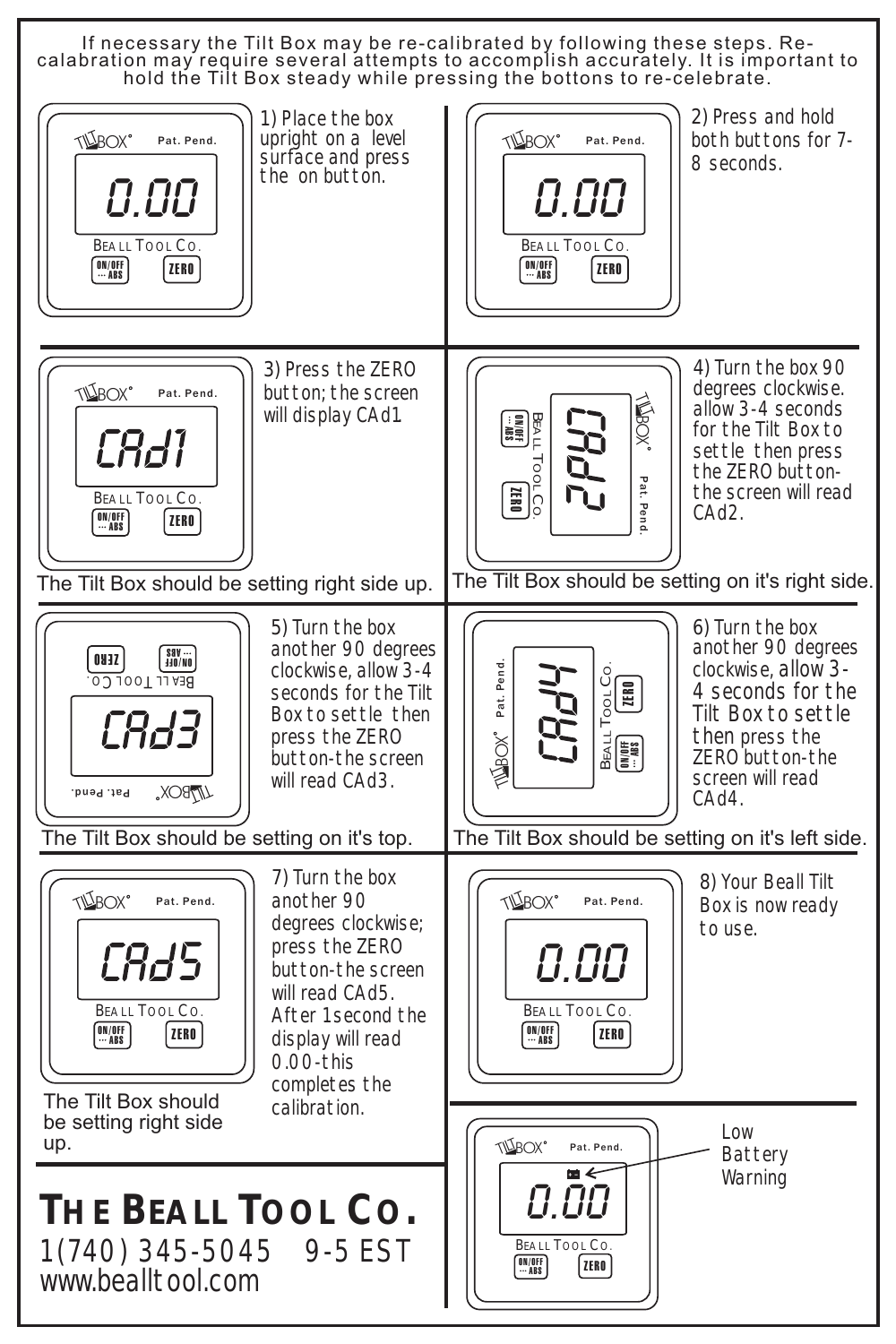If necessary the Tilt Box may be re-calibrated by following these steps. Re-calabration may require several attempts to accomplish accurately. It is important to hold the Tilt Box steady while pressing the bottons to re-celebrate.

1) Place the box upright on a level surface and press the on button.

2) Press and hold both buttons for 7-8 seconds.

3) Press the ZERO button; the screen will display CAd1

The Tilt Box should be setting right side up.

4) Turn the box 90 degrees clockwise. allow 3-4 seconds for the Tilt Box to settle then press the ZERO button-the screen will read CAd2.

The Tilt Box should be setting on it's right side.

5) Turn the box another 90 degrees clockwise, allow 3-4 seconds for the Tilt Box to settle then press the ZERO button-the screen will read CAd3.

The Tilt Box should be setting on it's top.

6) Turn the box another 90 degrees clockwise, allow 3-4 seconds for the Tilt Box to settle then press the ZERO button-the screen will read CAd4.

The Tilt Box should be setting on it's left side.

7) Turn the box another 90 degrees clockwise; press the ZERO button-the screen will read CAd5. After 1second the display will read 0.00-this completes the calibration.

The Tilt Box should be setting right side up.

8) Your Beall Tilt Box is now ready to use.

Low Battery Warning

# THE BEALL TOOL CO.

1(740) 345-5045 9-5 EST
www.bealltool.com